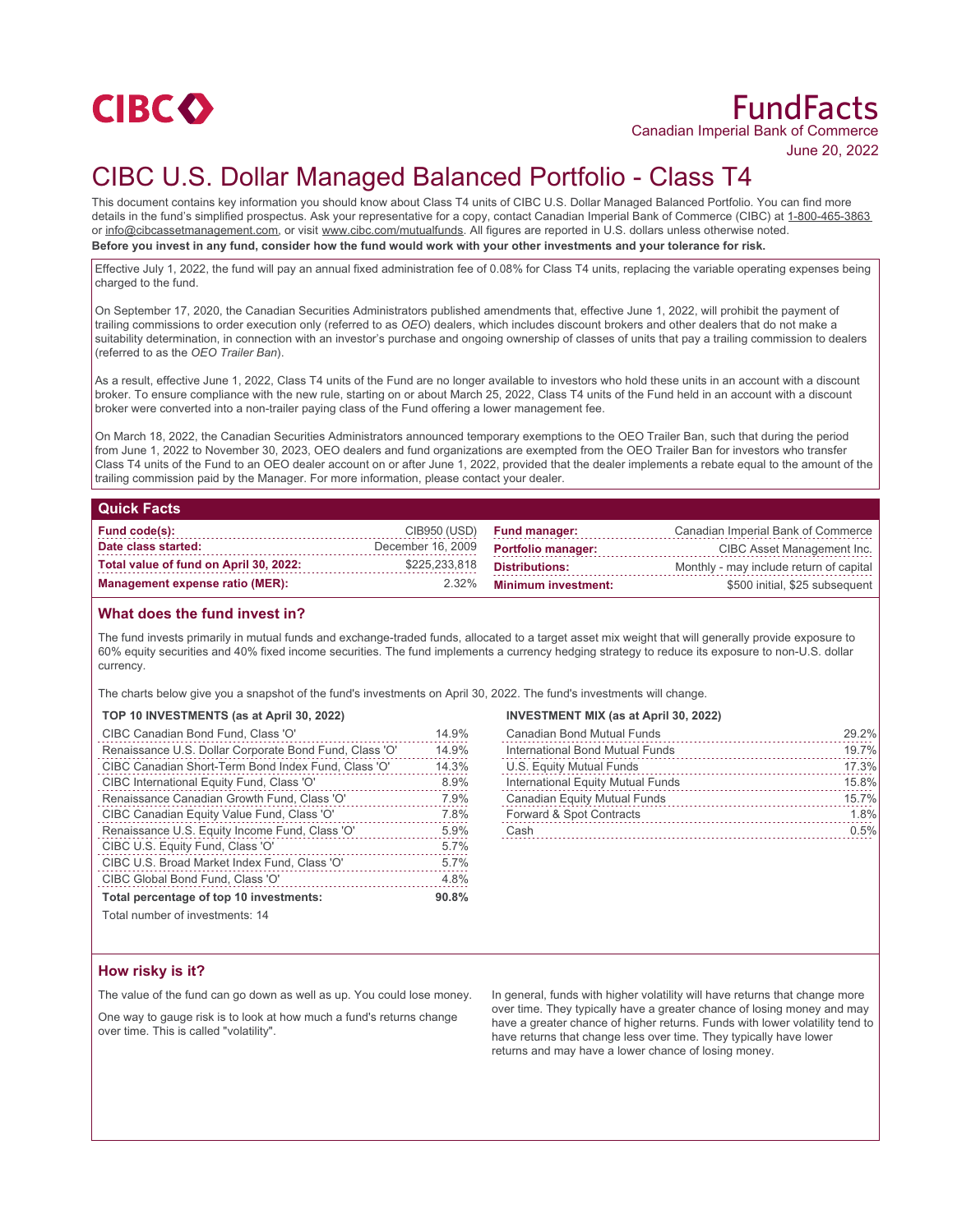CIBC

# FundFacts

Canadian Imperial Bank of Commerce

June 20, 2022

# CIBC U.S. Dollar Managed Balanced Portfolio - Class T4

This document contains key information you should know about Class T4 units of CIBC U.S. Dollar Managed Balanced Portfolio. You can find more details in the fund's simplified prospectus. Ask your representative for a copy, contact Canadian Imperial Bank of Commerce (CIBC) at 1-800-465-3863 or info@cibcassetmanagement.com, or visit www.cibc.com/mutualfunds. All figures are reported in U.S. dollars unless otherwise noted.

**Before you invest in any fund, consider how the fund would work with your other investments and your tolerance for risk.**

Effective July 1, 2022, the fund will pay an annual fixed administration fee of 0.08% for Class T4 units, replacing the variable operating expenses being charged to the fund.

On September 17, 2020, the Canadian Securities Administrators published amendments that, effective June 1, 2022, will prohibit the payment of trailing commissions to order execution only (referred to as *OEO*) dealers, which includes discount brokers and other dealers that do not make a suitability determination, in connection with an investor's purchase and ongoing ownership of classes of units that pay a trailing commission to dealers (referred to as the *OEO Trailer Ban*).

As a result, effective June 1, 2022, Class T4 units of the Fund are no longer available to investors who hold these units in an account with a discount broker. To ensure compliance with the new rule, starting on or about March 25, 2022, Class T4 units of the Fund held in an account with a discount broker were converted into a non-trailer paying class of the Fund offering a lower management fee.

On March 18, 2022, the Canadian Securities Administrators announced temporary exemptions to the OEO Trailer Ban, such that during the period from June 1, 2022 to November 30, 2023, OEO dealers and fund organizations are exempted from the OEO Trailer Ban for investors who transfer Class T4 units of the Fund to an OEO dealer account on or after June 1, 2022, provided that the dealer implements a rebate equal to the amount of the trailing commission paid by the Manager. For more information, please contact your dealer.

## Quick Facts

| | | | |
|---|---|---|---|
| **Fund code(s):** | CIB950 (USD) | **Fund manager:** | Canadian Imperial Bank of Commerce |
| **Date class started:** | December 16, 2009 | **Portfolio manager:** | CIBC Asset Management Inc. |
| **Total value of fund on April 30, 2022:** | $225,233,818 | **Distributions:** | Monthly - may include return of capital |
| **Management expense ratio (MER):** | 2.32% | **Minimum investment:** | $500 initial, $25 subsequent |

## What does the fund invest in?

The fund invests primarily in mutual funds and exchange-traded funds, allocated to a target asset mix weight that will generally provide exposure to 60% equity securities and 40% fixed income securities. The fund implements a currency hedging strategy to reduce its exposure to non-U.S. dollar currency.

The charts below give you a snapshot of the fund's investments on April 30, 2022. The fund's investments will change.

**TOP 10 INVESTMENTS (as at April 30, 2022)**

| | |
|---|---|
| CIBC Canadian Bond Fund, Class 'O' | 14.9% |
| Renaissance U.S. Dollar Corporate Bond Fund, Class 'O' | 14.9% |
| CIBC Canadian Short-Term Bond Index Fund, Class 'O' | 14.3% |
| CIBC International Equity Fund, Class 'O' | 8.9% |
| Renaissance Canadian Growth Fund, Class 'O' | 7.9% |
| CIBC Canadian Equity Value Fund, Class 'O' | 7.8% |
| Renaissance U.S. Equity Income Fund, Class 'O' | 5.9% |
| CIBC U.S. Equity Fund, Class 'O' | 5.7% |
| CIBC U.S. Broad Market Index Fund, Class 'O' | 5.7% |
| CIBC Global Bond Fund, Class 'O' | 4.8% |
| **Total percentage of top 10 investments:** | **90.8%** |

Total number of investments: 14

**INVESTMENT MIX (as at April 30, 2022)**

| | |
|---|---|
| Canadian Bond Mutual Funds | 29.2% |
| International Bond Mutual Funds | 19.7% |
| U.S. Equity Mutual Funds | 17.3% |
| International Equity Mutual Funds | 15.8% |
| Canadian Equity Mutual Funds | 15.7% |
| Forward & Spot Contracts | 1.8% |
| Cash | 0.5% |

## How risky is it?

The value of the fund can go down as well as up. You could lose money.

One way to gauge risk is to look at how much a fund's returns change over time. This is called "volatility".

In general, funds with higher volatility will have returns that change more over time. They typically have a greater chance of losing money and may have a greater chance of higher returns. Funds with lower volatility tend to have returns that change less over time. They typically have lower returns and may have a lower chance of losing money.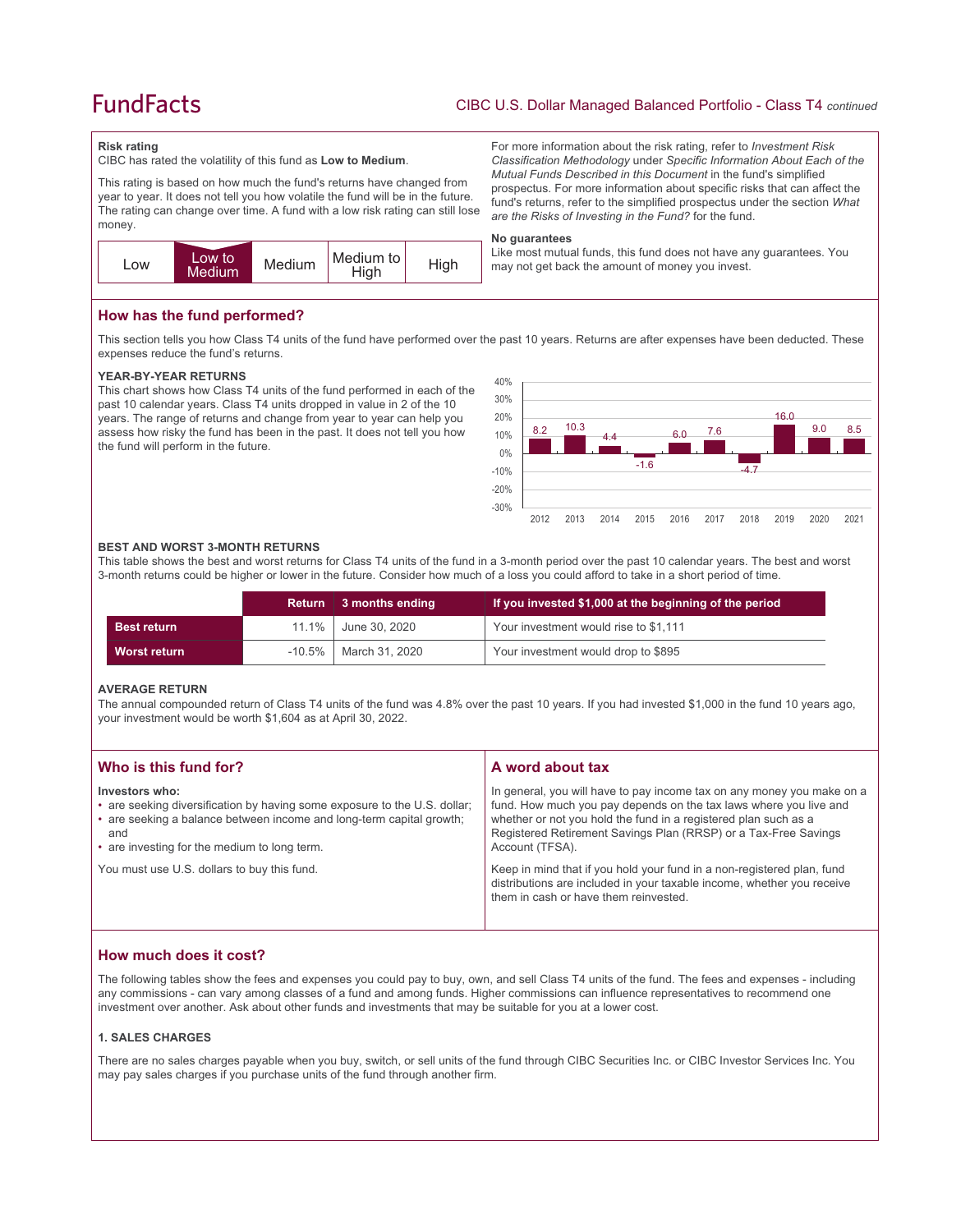## Risk rating

CIBC has rated the volatility of this fund as **Low to Medium**.

This rating is based on how much the fund's returns have changed from year to year. It does not tell you how volatile the fund will be in the future. The rating can change over time. A fund with a low risk rating can still lose money.

| Low | **Low to Medium** | Medium | Medium to High | High |
|---|---|---|---|---|

For more information about the risk rating, refer to *Investment Risk Classification Methodology* under *Specific Information About Each of the Mutual Funds Described in this Document* in the fund's simplified prospectus. For more information about specific risks that can affect the fund's returns, refer to the simplified prospectus under the section *What are the Risks of Investing in the Fund?* for the fund.

### No guarantees

Like most mutual funds, this fund does not have any guarantees. You may not get back the amount of money you invest.

## How has the fund performed?

This section tells you how Class T4 units of the fund have performed over the past 10 years. Returns are after expenses have been deducted. These expenses reduce the fund's returns.

### YEAR-BY-YEAR RETURNS

This chart shows how Class T4 units of the fund performed in each of the past 10 calendar years. Class T4 units dropped in value in 2 of the 10 years. The range of returns and change from year to year can help you assess how risky the fund has been in the past. It does not tell you how the fund will perform in the future.

| Year | 2012 | 2013 | 2014 | 2015 | 2016 | 2017 | 2018 | 2019 | 2020 | 2021 |
|---|---|---|---|---|---|---|---|---|---|---|
| Return (%) | 8.2 | 10.3 | 4.4 | -1.6 | 6.0 | 7.6 | -4.7 | 16.0 | 9.0 | 8.5 |

### BEST AND WORST 3-MONTH RETURNS

This table shows the best and worst returns for Class T4 units of the fund in a 3-month period over the past 10 calendar years. The best and worst 3-month returns could be higher or lower in the future. Consider how much of a loss you could afford to take in a short period of time.

| | Return | 3 months ending | If you invested $1,000 at the beginning of the period |
|---|---|---|---|
| **Best return** | 11.1% | June 30, 2020 | Your investment would rise to $1,111 |
| **Worst return** | -10.5% | March 31, 2020 | Your investment would drop to $895 |

### AVERAGE RETURN

The annual compounded return of Class T4 units of the fund was 4.8% over the past 10 years. If you had invested $1,000 in the fund 10 years ago, your investment would be worth $1,604 as at April 30, 2022.

## Who is this fund for?

**Investors who:**

- are seeking diversification by having some exposure to the U.S. dollar;
- are seeking a balance between income and long-term capital growth; and
- are investing for the medium to long term.

You must use U.S. dollars to buy this fund.

## A word about tax

In general, you will have to pay income tax on any money you make on a fund. How much you pay depends on the tax laws where you live and whether or not you hold the fund in a registered plan such as a Registered Retirement Savings Plan (RRSP) or a Tax-Free Savings Account (TFSA).

Keep in mind that if you hold your fund in a non-registered plan, fund distributions are included in your taxable income, whether you receive them in cash or have them reinvested.

## How much does it cost?

The following tables show the fees and expenses you could pay to buy, own, and sell Class T4 units of the fund. The fees and expenses - including any commissions - can vary among classes of a fund and among funds. Higher commissions can influence representatives to recommend one investment over another. Ask about other funds and investments that may be suitable for you at a lower cost.

### 1. SALES CHARGES

There are no sales charges payable when you buy, switch, or sell units of the fund through CIBC Securities Inc. or CIBC Investor Services Inc. You may pay sales charges if you purchase units of the fund through another firm.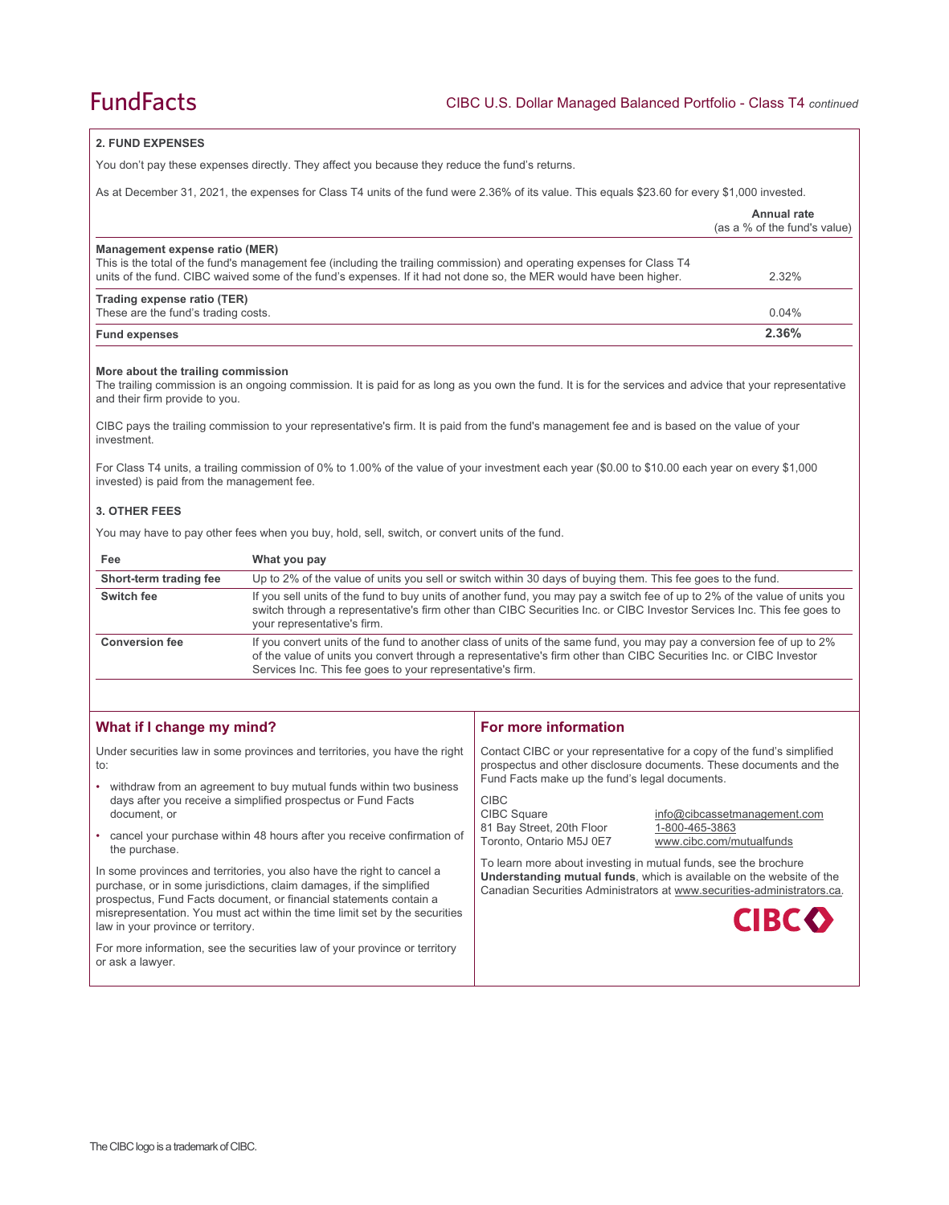## 2. FUND EXPENSES

You don't pay these expenses directly. They affect you because they reduce the fund's returns.

As at December 31, 2021, the expenses for Class T4 units of the fund were 2.36% of its value. This equals $23.60 for every $1,000 invested.

| | **Annual rate** (as a % of the fund's value) |
|---|---|
| **Management expense ratio (MER)** This is the total of the fund's management fee (including the trailing commission) and operating expenses for Class T4 units of the fund. CIBC waived some of the fund's expenses. If it had not done so, the MER would have been higher. | 2.32% |
| **Trading expense ratio (TER)** These are the fund's trading costs. | 0.04% |
| **Fund expenses** | **2.36%** |

**More about the trailing commission**

The trailing commission is an ongoing commission. It is paid for as long as you own the fund. It is for the services and advice that your representative and their firm provide to you.

CIBC pays the trailing commission to your representative's firm. It is paid from the fund's management fee and is based on the value of your investment.

For Class T4 units, a trailing commission of 0% to 1.00% of the value of your investment each year ($0.00 to $10.00 each year on every $1,000 invested) is paid from the management fee.

## 3. OTHER FEES

You may have to pay other fees when you buy, hold, sell, switch, or convert units of the fund.

| Fee | What you pay |
|---|---|
| **Short-term trading fee** | Up to 2% of the value of units you sell or switch within 30 days of buying them. This fee goes to the fund. |
| **Switch fee** | If you sell units of the fund to buy units of another fund, you may pay a switch fee of up to 2% of the value of units you switch through a representative's firm other than CIBC Securities Inc. or CIBC Investor Services Inc. This fee goes to your representative's firm. |
| **Conversion fee** | If you convert units of the fund to another class of units of the same fund, you may pay a conversion fee of up to 2% of the value of units you convert through a representative's firm other than CIBC Securities Inc. or CIBC Investor Services Inc. This fee goes to your representative's firm. |

## What if I change my mind?

Under securities law in some provinces and territories, you have the right to:

- withdraw from an agreement to buy mutual funds within two business days after you receive a simplified prospectus or Fund Facts document, or
- cancel your purchase within 48 hours after you receive confirmation of the purchase.

In some provinces and territories, you also have the right to cancel a purchase, or in some jurisdictions, claim damages, if the simplified prospectus, Fund Facts document, or financial statements contain a misrepresentation. You must act within the time limit set by the securities law in your province or territory.

For more information, see the securities law of your province or territory or ask a lawyer.

## For more information

Contact CIBC or your representative for a copy of the fund's simplified prospectus and other disclosure documents. These documents and the Fund Facts make up the fund's legal documents.

CIBC
CIBC Square
81 Bay Street, 20th Floor
Toronto, Ontario M5J 0E7

info@cibcassetmanagement.com
1-800-465-3863
www.cibc.com/mutualfunds

To learn more about investing in mutual funds, see the brochure **Understanding mutual funds**, which is available on the website of the Canadian Securities Administrators at www.securities-administrators.ca.

CIBC

The CIBC logo is a trademark of CIBC.